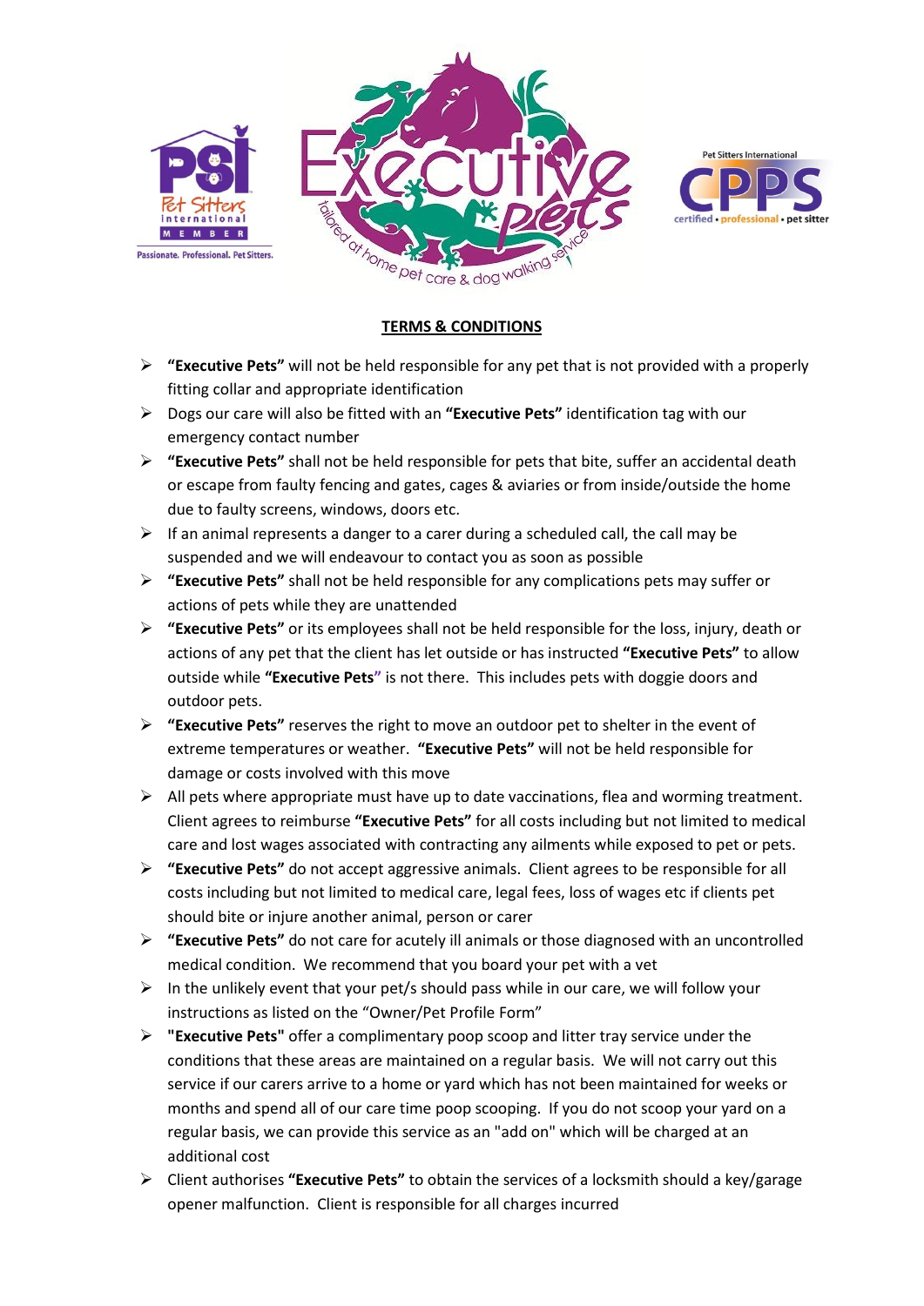## TERMS & CONDITIONS

- **"Executive Pets"** will not be held responsible for any pet that is not provided with a properly fitting collar and appropriate identification
- Dogs our care will also be fitted with an **"Executive Pets"** identification tag with our emergency contact number
- **"Executive Pets"** shall not be held responsible for pets that bite, suffer an accidental death or escape from faulty fencing and gates, cages & aviaries or from inside/outside the home due to faulty screens, windows, doors etc.
- If an animal represents a danger to a carer during a scheduled call, the call may be suspended and we will endeavour to contact you as soon as possible
- **"Executive Pets"** shall not be held responsible for any complications pets may suffer or actions of pets while they are unattended
- **"Executive Pets"** or its employees shall not be held responsible for the loss, injury, death or actions of any pet that the client has let outside or has instructed **"Executive Pets"** to allow outside while **"Executive Pets"** is not there. This includes pets with doggie doors and outdoor pets.
- **"Executive Pets"** reserves the right to move an outdoor pet to shelter in the event of extreme temperatures or weather. **"Executive Pets"** will not be held responsible for damage or costs involved with this move
- All pets where appropriate must have up to date vaccinations, flea and worming treatment. Client agrees to reimburse **"Executive Pets"** for all costs including but not limited to medical care and lost wages associated with contracting any ailments while exposed to pet or pets.
- **"Executive Pets"** do not accept aggressive animals. Client agrees to be responsible for all costs including but not limited to medical care, legal fees, loss of wages etc if clients pet should bite or injure another animal, person or carer
- **"Executive Pets"** do not care for acutely ill animals or those diagnosed with an uncontrolled medical condition. We recommend that you board your pet with a vet
- In the unlikely event that your pet/s should pass while in our care, we will follow your instructions as listed on the "Owner/Pet Profile Form"
- **"Executive Pets"** offer a complimentary poop scoop and litter tray service under the conditions that these areas are maintained on a regular basis. We will not carry out this service if our carers arrive to a home or yard which has not been maintained for weeks or months and spend all of our care time poop scooping. If you do not scoop your yard on a regular basis, we can provide this service as an "add on" which will be charged at an additional cost
- Client authorises **"Executive Pets"** to obtain the services of a locksmith should a key/garage opener malfunction. Client is responsible for all charges incurred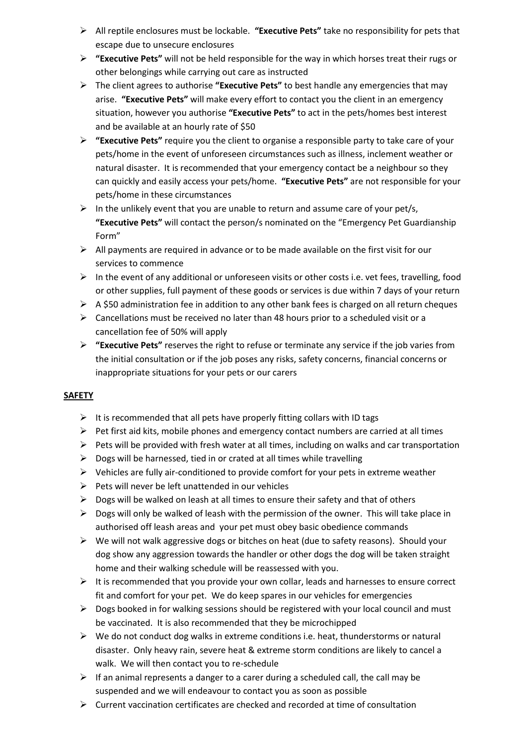- All reptile enclosures must be lockable. **"Executive Pets"** take no responsibility for pets that escape due to unsecure enclosures
- **"Executive Pets"** will not be held responsible for the way in which horses treat their rugs or other belongings while carrying out care as instructed
- The client agrees to authorise **"Executive Pets"** to best handle any emergencies that may arise. **"Executive Pets"** will make every effort to contact you the client in an emergency situation, however you authorise **"Executive Pets"** to act in the pets/homes best interest and be available at an hourly rate of $50
- **"Executive Pets"** require you the client to organise a responsible party to take care of your pets/home in the event of unforeseen circumstances such as illness, inclement weather or natural disaster. It is recommended that your emergency contact be a neighbour so they can quickly and easily access your pets/home. **"Executive Pets"** are not responsible for your pets/home in these circumstances
- In the unlikely event that you are unable to return and assume care of your pet/s, **"Executive Pets"** will contact the person/s nominated on the "Emergency Pet Guardianship Form"
- All payments are required in advance or to be made available on the first visit for our services to commence
- In the event of any additional or unforeseen visits or other costs i.e. vet fees, travelling, food or other supplies, full payment of these goods or services is due within 7 days of your return
- A $50 administration fee in addition to any other bank fees is charged on all return cheques
- Cancellations must be received no later than 48 hours prior to a scheduled visit or a cancellation fee of 50% will apply
- **"Executive Pets"** reserves the right to refuse or terminate any service if the job varies from the initial consultation or if the job poses any risks, safety concerns, financial concerns or inappropriate situations for your pets or our carers

## **SAFETY**

- It is recommended that all pets have properly fitting collars with ID tags
- Pet first aid kits, mobile phones and emergency contact numbers are carried at all times
- Pets will be provided with fresh water at all times, including on walks and car transportation
- Dogs will be harnessed, tied in or crated at all times while travelling
- Vehicles are fully air-conditioned to provide comfort for your pets in extreme weather
- Pets will never be left unattended in our vehicles
- Dogs will be walked on leash at all times to ensure their safety and that of others
- Dogs will only be walked of leash with the permission of the owner. This will take place in authorised off leash areas and your pet must obey basic obedience commands
- We will not walk aggressive dogs or bitches on heat (due to safety reasons). Should your dog show any aggression towards the handler or other dogs the dog will be taken straight home and their walking schedule will be reassessed with you.
- It is recommended that you provide your own collar, leads and harnesses to ensure correct fit and comfort for your pet. We do keep spares in our vehicles for emergencies
- Dogs booked in for walking sessions should be registered with your local council and must be vaccinated. It is also recommended that they be microchipped
- We do not conduct dog walks in extreme conditions i.e. heat, thunderstorms or natural disaster. Only heavy rain, severe heat & extreme storm conditions are likely to cancel a walk. We will then contact you to re-schedule
- If an animal represents a danger to a carer during a scheduled call, the call may be suspended and we will endeavour to contact you as soon as possible
- Current vaccination certificates are checked and recorded at time of consultation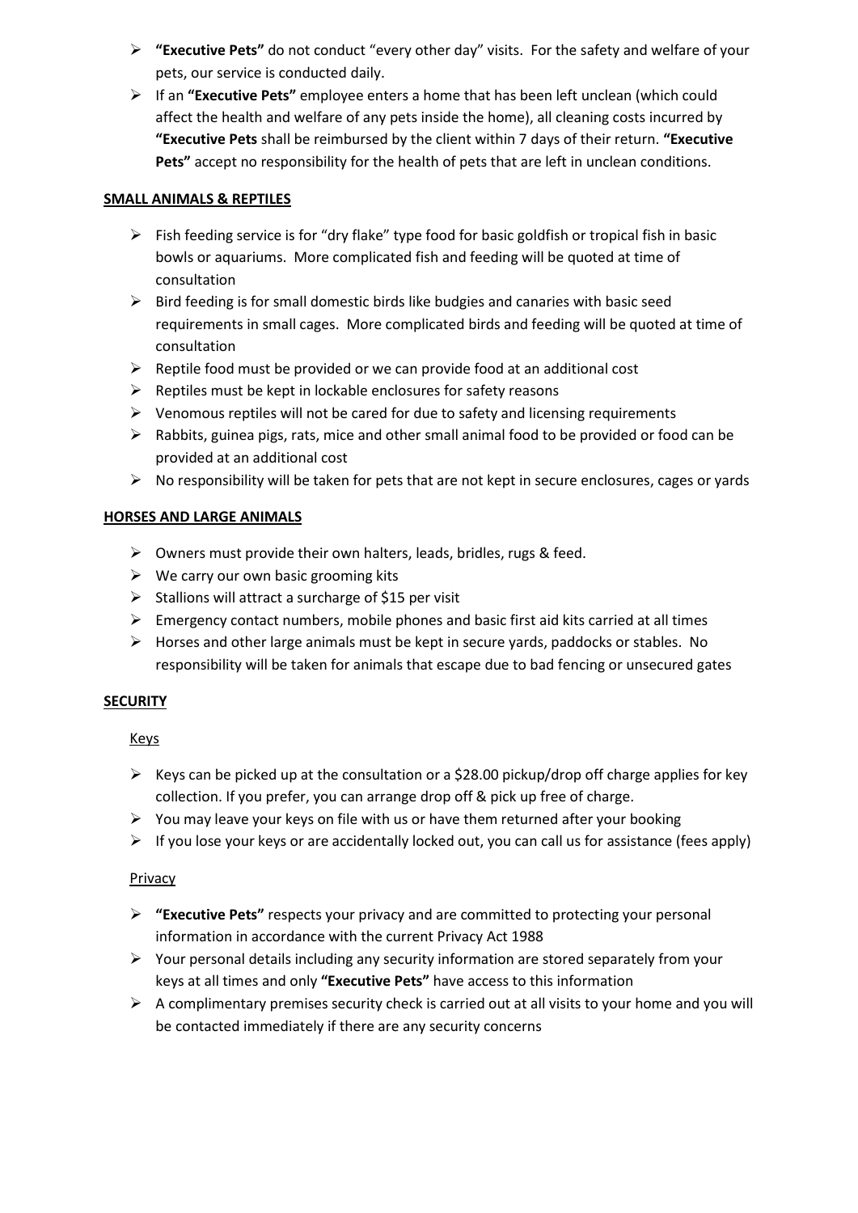- **"Executive Pets"** do not conduct "every other day" visits. For the safety and welfare of your pets, our service is conducted daily.
- If an **"Executive Pets"** employee enters a home that has been left unclean (which could affect the health and welfare of any pets inside the home), all cleaning costs incurred by **"Executive Pets** shall be reimbursed by the client within 7 days of their return. **"Executive Pets"** accept no responsibility for the health of pets that are left in unclean conditions.

## SMALL ANIMALS & REPTILES

- Fish feeding service is for "dry flake" type food for basic goldfish or tropical fish in basic bowls or aquariums. More complicated fish and feeding will be quoted at time of consultation
- Bird feeding is for small domestic birds like budgies and canaries with basic seed requirements in small cages. More complicated birds and feeding will be quoted at time of consultation
- Reptile food must be provided or we can provide food at an additional cost
- Reptiles must be kept in lockable enclosures for safety reasons
- Venomous reptiles will not be cared for due to safety and licensing requirements
- Rabbits, guinea pigs, rats, mice and other small animal food to be provided or food can be provided at an additional cost
- No responsibility will be taken for pets that are not kept in secure enclosures, cages or yards

## HORSES AND LARGE ANIMALS

- Owners must provide their own halters, leads, bridles, rugs & feed.
- We carry our own basic grooming kits
- Stallions will attract a surcharge of $15 per visit
- Emergency contact numbers, mobile phones and basic first aid kits carried at all times
- Horses and other large animals must be kept in secure yards, paddocks or stables. No responsibility will be taken for animals that escape due to bad fencing or unsecured gates

## SECURITY

### Keys

- Keys can be picked up at the consultation or a $28.00 pickup/drop off charge applies for key collection. If you prefer, you can arrange drop off & pick up free of charge.
- You may leave your keys on file with us or have them returned after your booking
- If you lose your keys or are accidentally locked out, you can call us for assistance (fees apply)

### Privacy

- **"Executive Pets"** respects your privacy and are committed to protecting your personal information in accordance with the current Privacy Act 1988
- Your personal details including any security information are stored separately from your keys at all times and only **"Executive Pets"** have access to this information
- A complimentary premises security check is carried out at all visits to your home and you will be contacted immediately if there are any security concerns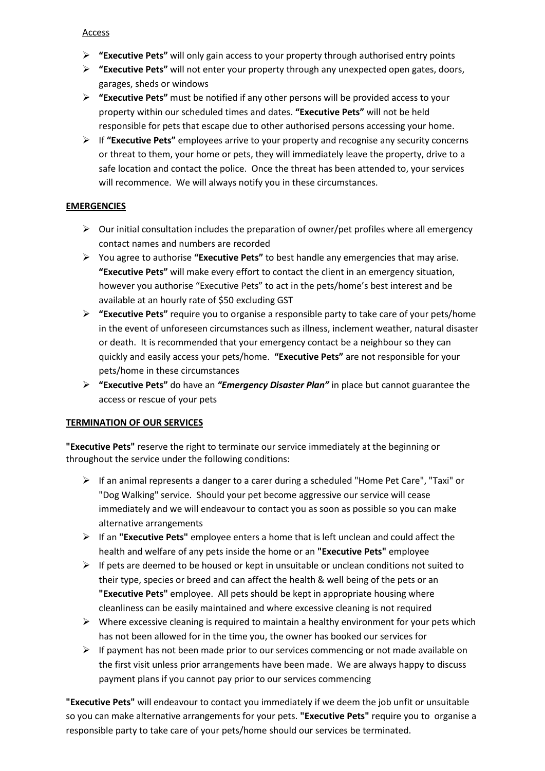Access

- **"Executive Pets"** will only gain access to your property through authorised entry points
- **"Executive Pets"** will not enter your property through any unexpected open gates, doors, garages, sheds or windows
- **"Executive Pets"** must be notified if any other persons will be provided access to your property within our scheduled times and dates. **"Executive Pets"** will not be held responsible for pets that escape due to other authorised persons accessing your home.
- If **"Executive Pets"** employees arrive to your property and recognise any security concerns or threat to them, your home or pets, they will immediately leave the property, drive to a safe location and contact the police. Once the threat has been attended to, your services will recommence. We will always notify you in these circumstances.

## EMERGENCIES

- Our initial consultation includes the preparation of owner/pet profiles where all emergency contact names and numbers are recorded
- You agree to authorise **"Executive Pets"** to best handle any emergencies that may arise. **"Executive Pets"** will make every effort to contact the client in an emergency situation, however you authorise "Executive Pets" to act in the pets/home's best interest and be available at an hourly rate of $50 excluding GST
- **"Executive Pets"** require you to organise a responsible party to take care of your pets/home in the event of unforeseen circumstances such as illness, inclement weather, natural disaster or death. It is recommended that your emergency contact be a neighbour so they can quickly and easily access your pets/home. **"Executive Pets"** are not responsible for your pets/home in these circumstances
- **"Executive Pets"** do have an ***"Emergency Disaster Plan"*** in place but cannot guarantee the access or rescue of your pets

## TERMINATION OF OUR SERVICES

**"Executive Pets"** reserve the right to terminate our service immediately at the beginning or throughout the service under the following conditions:

- If an animal represents a danger to a carer during a scheduled "Home Pet Care", "Taxi" or "Dog Walking" service. Should your pet become aggressive our service will cease immediately and we will endeavour to contact you as soon as possible so you can make alternative arrangements
- If an **"Executive Pets"** employee enters a home that is left unclean and could affect the health and welfare of any pets inside the home or an **"Executive Pets"** employee
- If pets are deemed to be housed or kept in unsuitable or unclean conditions not suited to their type, species or breed and can affect the health & well being of the pets or an **"Executive Pets"** employee. All pets should be kept in appropriate housing where cleanliness can be easily maintained and where excessive cleaning is not required
- Where excessive cleaning is required to maintain a healthy environment for your pets which has not been allowed for in the time you, the owner has booked our services for
- If payment has not been made prior to our services commencing or not made available on the first visit unless prior arrangements have been made. We are always happy to discuss payment plans if you cannot pay prior to our services commencing

**"Executive Pets"** will endeavour to contact you immediately if we deem the job unfit or unsuitable so you can make alternative arrangements for your pets. **"Executive Pets"** require you to organise a responsible party to take care of your pets/home should our services be terminated.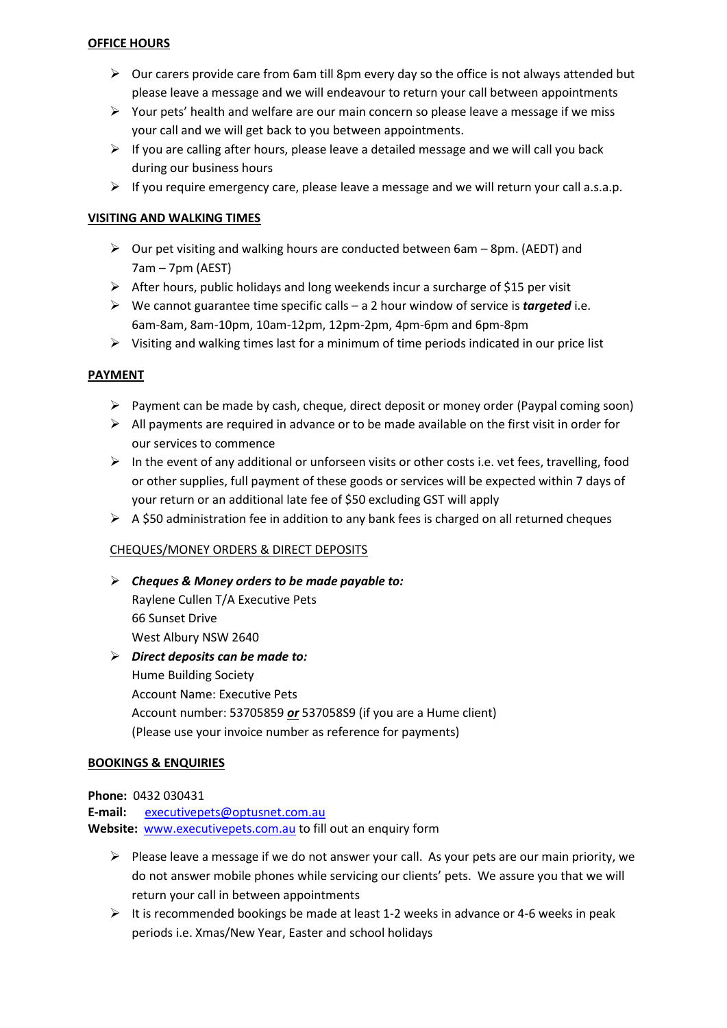## OFFICE HOURS

- Our carers provide care from 6am till 8pm every day so the office is not always attended but please leave a message and we will endeavour to return your call between appointments
- Your pets' health and welfare are our main concern so please leave a message if we miss your call and we will get back to you between appointments.
- If you are calling after hours, please leave a detailed message and we will call you back during our business hours
- If you require emergency care, please leave a message and we will return your call a.s.a.p.

## VISITING AND WALKING TIMES

- Our pet visiting and walking hours are conducted between 6am – 8pm. (AEDT) and 7am – 7pm (AEST)
- After hours, public holidays and long weekends incur a surcharge of $15 per visit
- We cannot guarantee time specific calls – a 2 hour window of service is ***targeted*** i.e. 6am-8am, 8am-10pm, 10am-12pm, 12pm-2pm, 4pm-6pm and 6pm-8pm
- Visiting and walking times last for a minimum of time periods indicated in our price list

## PAYMENT

- Payment can be made by cash, cheque, direct deposit or money order (Paypal coming soon)
- All payments are required in advance or to be made available on the first visit in order for our services to commence
- In the event of any additional or unforseen visits or other costs i.e. vet fees, travelling, food or other supplies, full payment of these goods or services will be expected within 7 days of your return or an additional late fee of $50 excluding GST will apply
- A $50 administration fee in addition to any bank fees is charged on all returned cheques

### CHEQUES/MONEY ORDERS & DIRECT DEPOSITS

- ***Cheques & Money orders to be made payable to:***
  Raylene Cullen T/A Executive Pets
  66 Sunset Drive
  West Albury NSW 2640
- ***Direct deposits can be made to:***
  Hume Building Society
  Account Name: Executive Pets
  Account number: 53705859 ***or*** 537058S9 (if you are a Hume client)
  (Please use your invoice number as reference for payments)

## BOOKINGS & ENQUIRIES

**Phone:** 0432 030431
**E-mail:** executivepets@optusnet.com.au
**Website:** www.executivepets.com.au to fill out an enquiry form

- Please leave a message if we do not answer your call. As your pets are our main priority, we do not answer mobile phones while servicing our clients' pets. We assure you that we will return your call in between appointments
- It is recommended bookings be made at least 1-2 weeks in advance or 4-6 weeks in peak periods i.e. Xmas/New Year, Easter and school holidays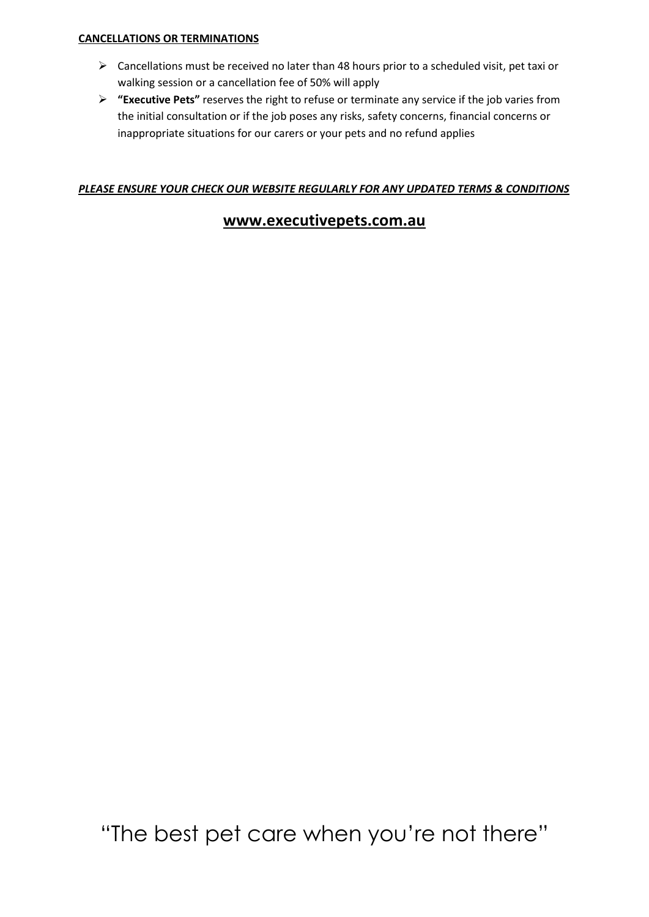**CANCELLATIONS OR TERMINATIONS**

- Cancellations must be received no later than 48 hours prior to a scheduled visit, pet taxi or walking session or a cancellation fee of 50% will apply
- **"Executive Pets"** reserves the right to refuse or terminate any service if the job varies from the initial consultation or if the job poses any risks, safety concerns, financial concerns or inappropriate situations for our carers or your pets and no refund applies

***PLEASE ENSURE YOUR CHECK OUR WEBSITE REGULARLY FOR ANY UPDATED TERMS & CONDITIONS***

**www.executivepets.com.au**

"The best pet care when you're not there"